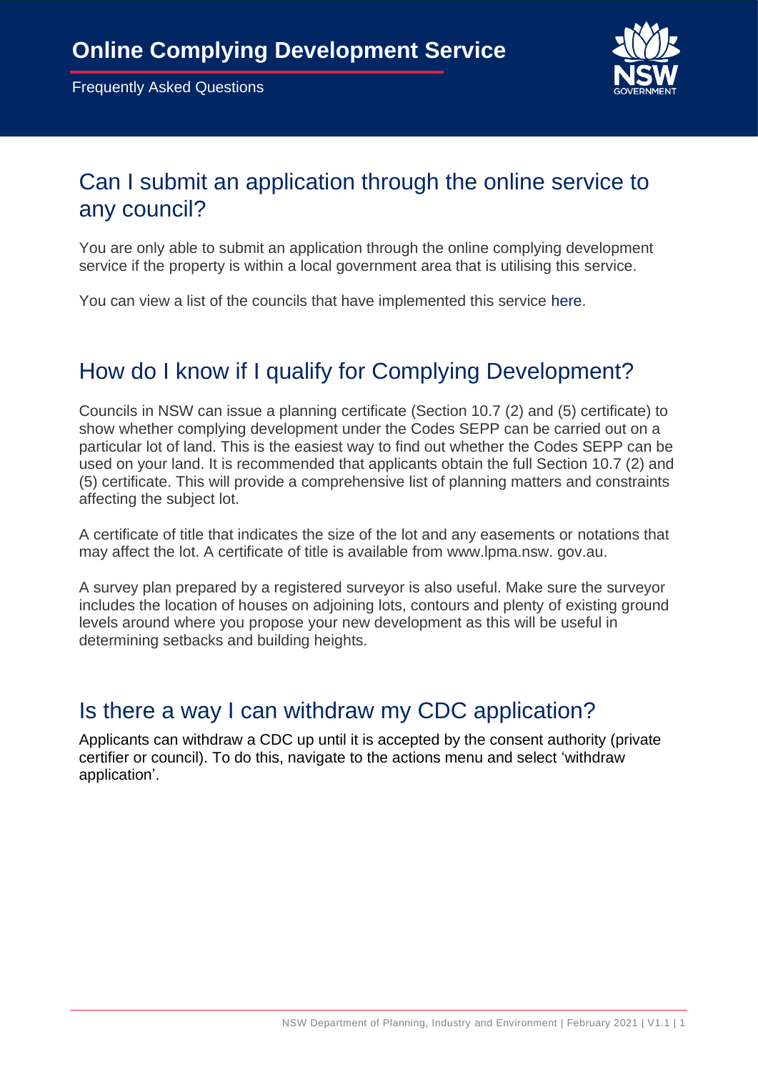# Online Complying Development Service

Frequently Asked Questions

## Can I submit an application through the online service to any council?

You are only able to submit an application through the online complying development service if the property is within a local government area that is utilising this service.

You can view a list of the councils that have implemented this service here.

## How do I know if I qualify for Complying Development?

Councils in NSW can issue a planning certificate (Section 10.7 (2) and (5) certificate) to show whether complying development under the Codes SEPP can be carried out on a particular lot of land. This is the easiest way to find out whether the Codes SEPP can be used on your land. It is recommended that applicants obtain the full Section 10.7 (2) and (5) certificate. This will provide a comprehensive list of planning matters and constraints affecting the subject lot.

A certificate of title that indicates the size of the lot and any easements or notations that may affect the lot. A certificate of title is available from www.lpma.nsw. gov.au.

A survey plan prepared by a registered surveyor is also useful. Make sure the surveyor includes the location of houses on adjoining lots, contours and plenty of existing ground levels around where you propose your new development as this will be useful in determining setbacks and building heights.

## Is there a way I can withdraw my CDC application?

Applicants can withdraw a CDC up until it is accepted by the consent authority (private certifier or council). To do this, navigate to the actions menu and select 'withdraw application'.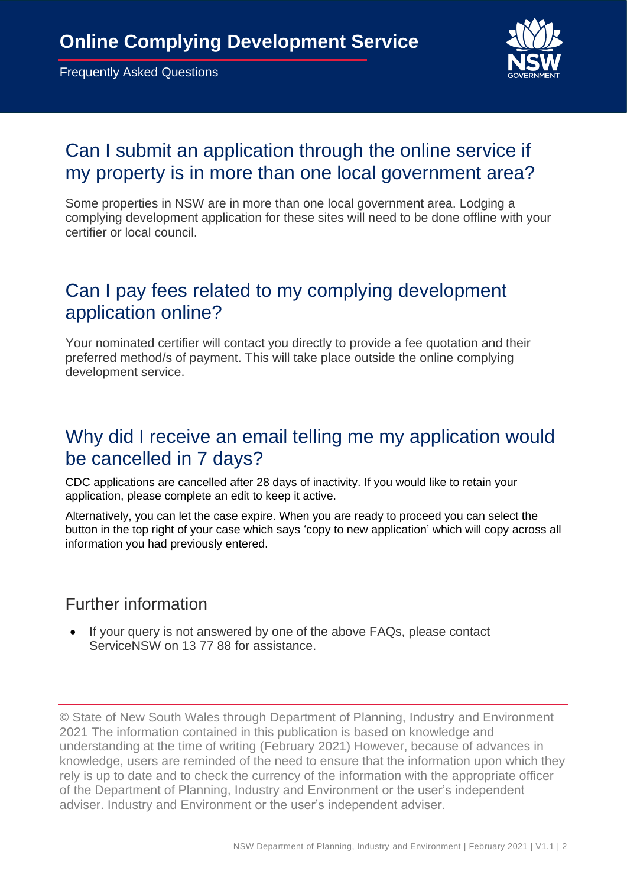## Can I submit an application through the online service if my property is in more than one local government area?

Some properties in NSW are in more than one local government area. Lodging a complying development application for these sites will need to be done offline with your certifier or local council.

## Can I pay fees related to my complying development application online?

Your nominated certifier will contact you directly to provide a fee quotation and their preferred method/s of payment. This will take place outside the online complying development service.

## Why did I receive an email telling me my application would be cancelled in 7 days?

CDC applications are cancelled after 28 days of inactivity. If you would like to retain your application, please complete an edit to keep it active.

Alternatively, you can let the case expire. When you are ready to proceed you can select the button in the top right of your case which says 'copy to new application' which will copy across all information you had previously entered.

## Further information

- If your query is not answered by one of the above FAQs, please contact ServiceNSW on 13 77 88 for assistance.

© State of New South Wales through Department of Planning, Industry and Environment 2021 The information contained in this publication is based on knowledge and understanding at the time of writing (February 2021) However, because of advances in knowledge, users are reminded of the need to ensure that the information upon which they rely is up to date and to check the currency of the information with the appropriate officer of the Department of Planning, Industry and Environment or the user's independent adviser. Industry and Environment or the user's independent adviser.